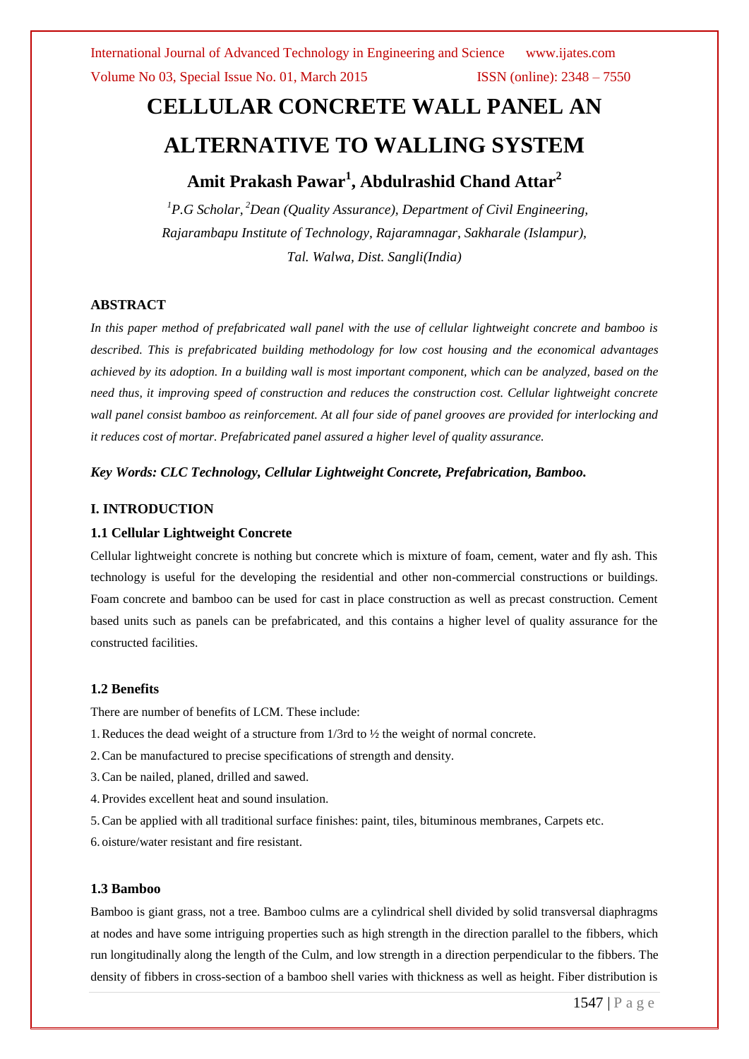# CELLULAR CONCRETE WALL PANEL AN ALTERNATIVE TO WALLING SYSTEM

**Amit Prakash Pawar[1], Abdulrashid Chand Attar[2]**

*[1]P.G Scholar, [2]Dean (Quality Assurance), Department of Civil Engineering, Rajarambapu Institute of Technology, Rajaramnagar, Sakharale (Islampur), Tal. Walwa, Dist. Sangli(India)*

## ABSTRACT

*In this paper method of prefabricated wall panel with the use of cellular lightweight concrete and bamboo is described. This is prefabricated building methodology for low cost housing and the economical advantages achieved by its adoption. In a building wall is most important component, which can be analyzed, based on the need thus, it improving speed of construction and reduces the construction cost. Cellular lightweight concrete wall panel consist bamboo as reinforcement. At all four side of panel grooves are provided for interlocking and it reduces cost of mortar. Prefabricated panel assured a higher level of quality assurance.*

***Key Words: CLC Technology, Cellular Lightweight Concrete, Prefabrication, Bamboo.***

## I. INTRODUCTION

### 1.1 Cellular Lightweight Concrete

Cellular lightweight concrete is nothing but concrete which is mixture of foam, cement, water and fly ash. This technology is useful for the developing the residential and other non-commercial constructions or buildings. Foam concrete and bamboo can be used for cast in place construction as well as precast construction. Cement based units such as panels can be prefabricated, and this contains a higher level of quality assurance for the constructed facilities.

### 1.2 Benefits

There are number of benefits of LCM. These include:

1. Reduces the dead weight of a structure from 1/3rd to ½ the weight of normal concrete.
2. Can be manufactured to precise specifications of strength and density.
3. Can be nailed, planed, drilled and sawed.
4. Provides excellent heat and sound insulation.
5. Can be applied with all traditional surface finishes: paint, tiles, bituminous membranes, Carpets etc.
6. oisture/water resistant and fire resistant.

### 1.3 Bamboo

Bamboo is giant grass, not a tree. Bamboo culms are a cylindrical shell divided by solid transversal diaphragms at nodes and have some intriguing properties such as high strength in the direction parallel to the fibbers, which run longitudinally along the length of the Culm, and low strength in a direction perpendicular to the fibbers. The density of fibbers in cross-section of a bamboo shell varies with thickness as well as height. Fiber distribution is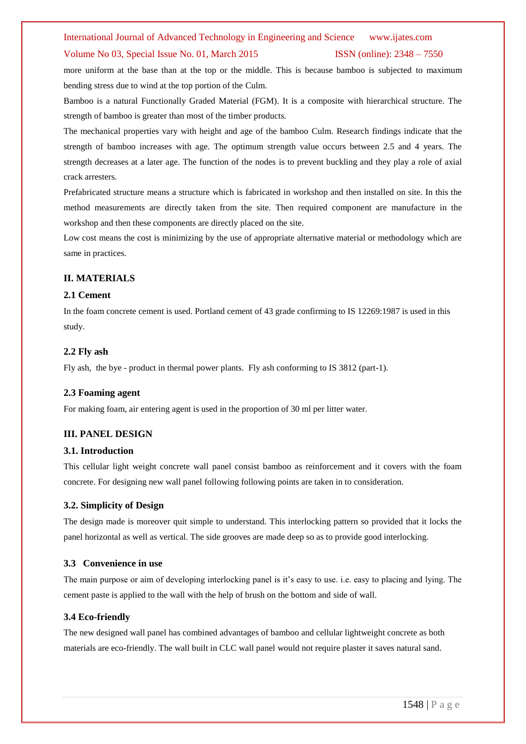more uniform at the base than at the top or the middle. This is because bamboo is subjected to maximum bending stress due to wind at the top portion of the Culm.

Bamboo is a natural Functionally Graded Material (FGM). It is a composite with hierarchical structure. The strength of bamboo is greater than most of the timber products.

The mechanical properties vary with height and age of the bamboo Culm. Research findings indicate that the strength of bamboo increases with age. The optimum strength value occurs between 2.5 and 4 years. The strength decreases at a later age. The function of the nodes is to prevent buckling and they play a role of axial crack arresters.

Prefabricated structure means a structure which is fabricated in workshop and then installed on site. In this the method measurements are directly taken from the site. Then required component are manufacture in the workshop and then these components are directly placed on the site.

Low cost means the cost is minimizing by the use of appropriate alternative material or methodology which are same in practices.

## II. MATERIALS

### 2.1 Cement

In the foam concrete cement is used. Portland cement of 43 grade confirming to IS 12269:1987 is used in this study.

### 2.2 Fly ash

Fly ash, the bye - product in thermal power plants. Fly ash conforming to IS 3812 (part-1).

### 2.3 Foaming agent

For making foam, air entering agent is used in the proportion of 30 ml per litter water.

## III. PANEL DESIGN

### 3.1. Introduction

This cellular light weight concrete wall panel consist bamboo as reinforcement and it covers with the foam concrete. For designing new wall panel following following points are taken in to consideration.

### 3.2. Simplicity of Design

The design made is moreover quit simple to understand. This interlocking pattern so provided that it locks the panel horizontal as well as vertical. The side grooves are made deep so as to provide good interlocking.

### 3.3 Convenience in use

The main purpose or aim of developing interlocking panel is it's easy to use. i.e. easy to placing and lying. The cement paste is applied to the wall with the help of brush on the bottom and side of wall.

### 3.4 Eco-friendly

The new designed wall panel has combined advantages of bamboo and cellular lightweight concrete as both materials are eco-friendly. The wall built in CLC wall panel would not require plaster it saves natural sand.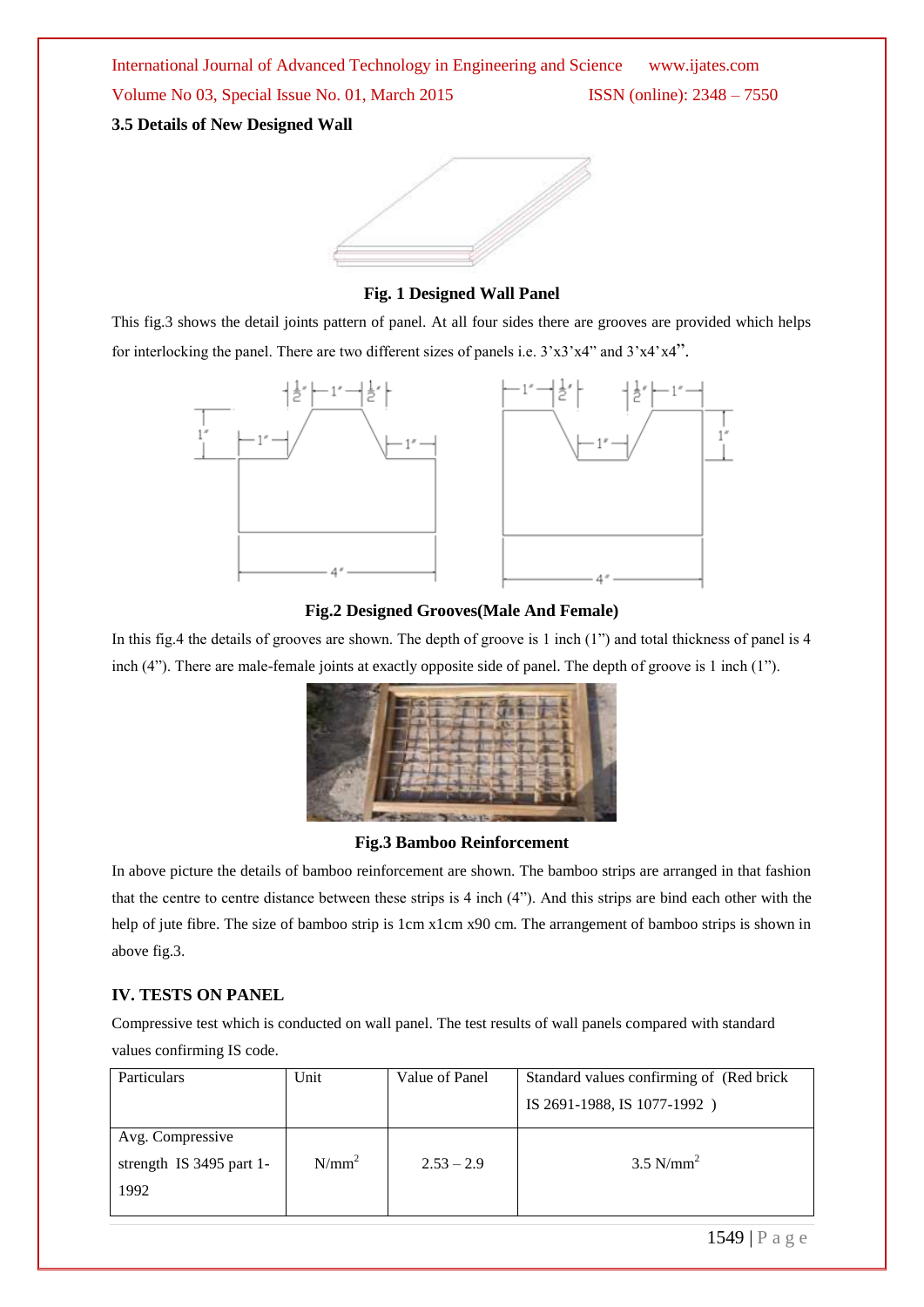**3.5 Details of New Designed Wall**

**Fig. 1 Designed Wall Panel**

This fig.3 shows the detail joints pattern of panel. At all four sides there are grooves are provided which helps for interlocking the panel. There are two different sizes of panels i.e. 3'x3'x4" and 3'x4'x4".

½" 1" ½"
1"
1" 1"
4"

1" ½" ½" 1"
1" 1"
4"

**Fig.2 Designed Grooves(Male And Female)**

In this fig.4 the details of grooves are shown. The depth of groove is 1 inch (1") and total thickness of panel is 4 inch (4"). There are male-female joints at exactly opposite side of panel. The depth of groove is 1 inch (1").

**Fig.3 Bamboo Reinforcement**

In above picture the details of bamboo reinforcement are shown. The bamboo strips are arranged in that fashion that the centre to centre distance between these strips is 4 inch (4"). And this strips are bind each other with the help of jute fibre. The size of bamboo strip is 1cm x1cm x90 cm. The arrangement of bamboo strips is shown in above fig.3.

## IV. TESTS ON PANEL

Compressive test which is conducted on wall panel. The test results of wall panels compared with standard values confirming IS code.

| Particulars | Unit | Value of Panel | Standard values confirming of (Red brick IS 2691-1988, IS 1077-1992 ) |
|---|---|---|---|
| Avg. Compressive strength IS 3495 part 1-1992 | $N/mm^2$ | 2.53 – 2.9 | 3.5 $N/mm^2$ |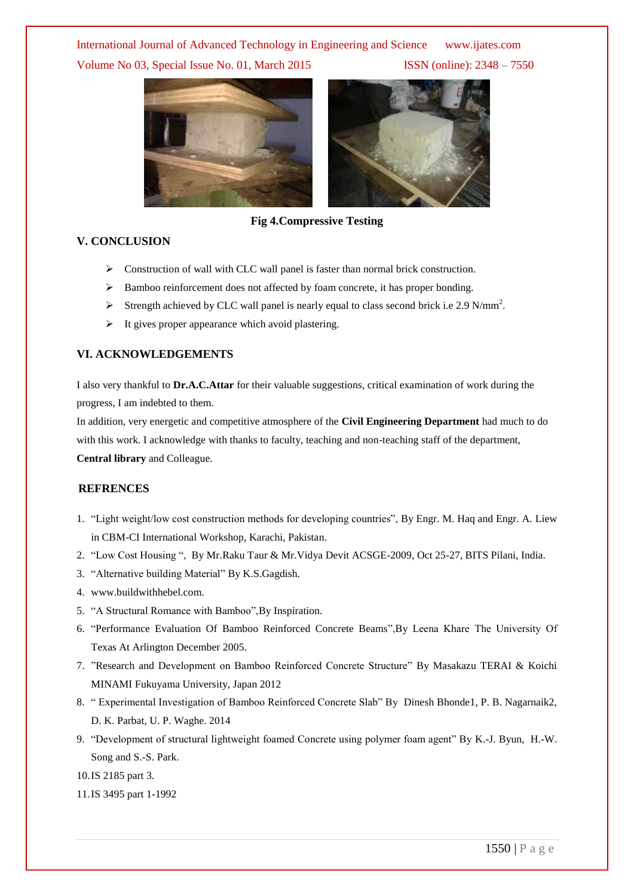Fig 4.Compressive Testing

## V. CONCLUSION

- Construction of wall with CLC wall panel is faster than normal brick construction.
- Bamboo reinforcement does not affected by foam concrete, it has proper bonding.
- Strength achieved by CLC wall panel is nearly equal to class second brick i.e 2.9 N/mm$^2$.
- It gives proper appearance which avoid plastering.

## VI. ACKNOWLEDGEMENTS

I also very thankful to **Dr.A.C.Attar** for their valuable suggestions, critical examination of work during the progress, I am indebted to them.

In addition, very energetic and competitive atmosphere of the **Civil Engineering Department** had much to do with this work. I acknowledge with thanks to faculty, teaching and non-teaching staff of the department, **Central library** and Colleague.

## REFRENCES

1. "Light weight/low cost construction methods for developing countries", By Engr. M. Haq and Engr. A. Liew in CBM-CI International Workshop, Karachi, Pakistan.
2. "Low Cost Housing ", By Mr.Raku Taur & Mr.Vidya Devit ACSGE-2009, Oct 25-27, BITS Pilani, India.
3. "Alternative building Material" By K.S.Gagdish.
4. www.buildwithhebel.com.
5. "A Structural Romance with Bamboo",By Inspiration.
6. "Performance Evaluation Of Bamboo Reinforced Concrete Beams",By Leena Khare The University Of Texas At Arlington December 2005.
7. "Research and Development on Bamboo Reinforced Concrete Structure" By Masakazu TERAI & Koichi MINAMI Fukuyama University, Japan 2012
8. " Experimental Investigation of Bamboo Reinforced Concrete Slab" By Dinesh Bhonde1, P. B. Nagarnaik2, D. K. Parbat, U. P. Waghe. 2014
9. "Development of structural lightweight foamed Concrete using polymer foam agent" By K.-J. Byun, H.-W. Song and S.-S. Park.
10. IS 2185 part 3.
11. IS 3495 part 1-1992